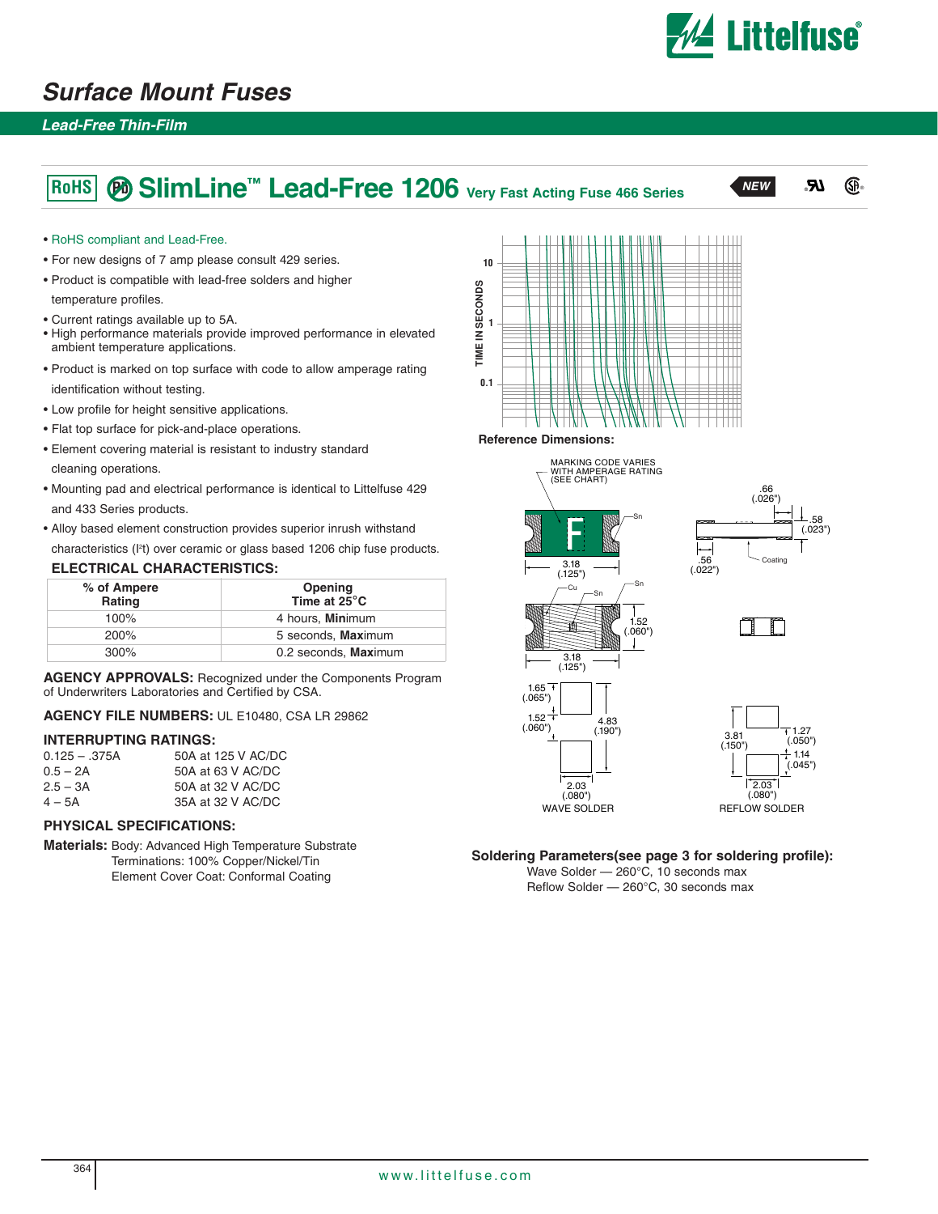# Surface Mount Fuses

*Lead-Free Thin-Film*

## RoHS Pb SlimLine™ Lead-Free 1206 Very Fast Acting Fuse 466 Series

NEW

- RoHS compliant and Lead-Free.
- For new designs of 7 amp please consult 429 series.
- Product is compatible with lead-free solders and higher temperature profiles.
- Current ratings available up to 5A.
- High performance materials provide improved performance in elevated ambient temperature applications.
- Product is marked on top surface with code to allow amperage rating identification without testing.
- Low profile for height sensitive applications.
- Flat top surface for pick-and-place operations.
- Element covering material is resistant to industry standard cleaning operations.
- Mounting pad and electrical performance is identical to Littelfuse 429 and 433 Series products.
- Alloy based element construction provides superior inrush withstand characteristics ($I^2t$) over ceramic or glass based 1206 chip fuse products.

### ELECTRICAL CHARACTERISTICS:

| % of Ampere Rating | Opening Time at 25°C |
|---|---|
| 100% | 4 hours, **Min**imum |
| 200% | 5 seconds, **Max**imum |
| 300% | 0.2 seconds, **Max**imum |

**AGENCY APPROVALS:** Recognized under the Components Program of Underwriters Laboratories and Certified by CSA.

**AGENCY FILE NUMBERS:** UL E10480, CSA LR 29862

### INTERRUPTING RATINGS:

| | |
|---|---|
| 0.125 – .375A | 50A at 125 V AC/DC |
| 0.5 – 2A | 50A at 63 V AC/DC |
| 2.5 – 3A | 50A at 32 V AC/DC |
| 4 – 5A | 35A at 32 V AC/DC |

### PHYSICAL SPECIFICATIONS:

**Materials:** Body: Advanced High Temperature Substrate
Terminations: 100% Copper/Nickel/Tin
Element Cover Coat: Conformal Coating

TIME IN SECONDS: 10, 1, 0.1

**Reference Dimensions:**

MARKING CODE VARIES WITH AMPERAGE RATING (SEE CHART)

F; Sn; 3.18 (.125"); .66 (.026"); .58 (.023"); .56 (.022"); Coating; Cu; Sn; Sn; 1.52 (.060"); 3.18 (.125")

1.65 (.065"); 1.52 (.060"); 4.83 (.190"); 2.03 (.080")
WAVE SOLDER

3.81 (.150"); 1.27 (.050"); 1.14 (.045"); 2.03 (.080")
REFLOW SOLDER

**Soldering Parameters(see page 3 for soldering profile):**
Wave Solder — 260°C, 10 seconds max
Reflow Solder — 260°C, 30 seconds max

www.littelfuse.com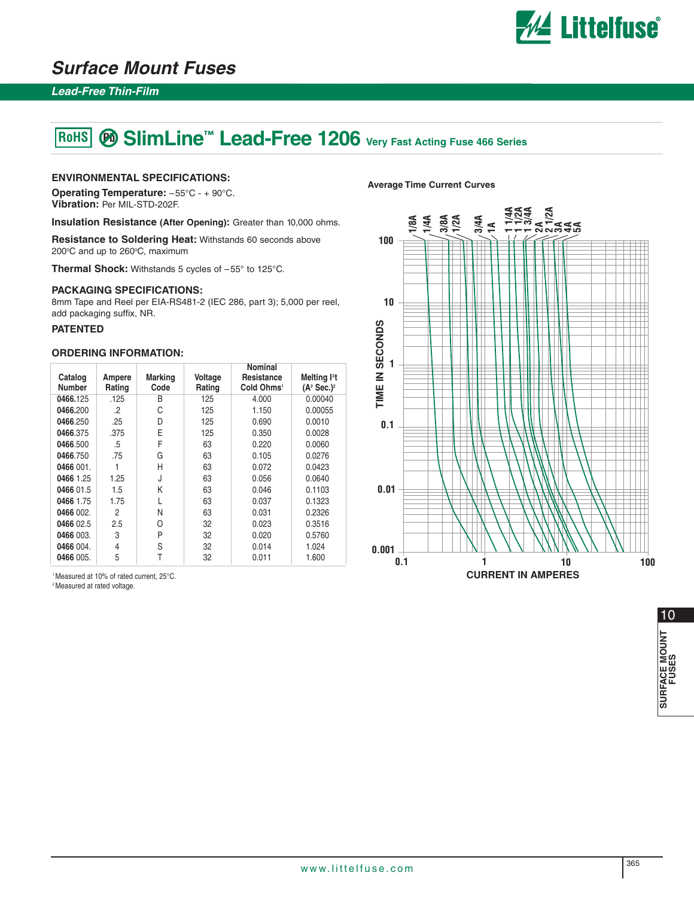# Surface Mount Fuses

*Lead-Free Thin-Film*

## RoHS Pb SlimLine™ Lead-Free 1206 Very Fast Acting Fuse 466 Series

### ENVIRONMENTAL SPECIFICATIONS:

**Operating Temperature:** –55°C - + 90°C.
**Vibration:** Per MIL-STD-202F.

**Insulation Resistance (After Opening):** Greater than 10,000 ohms.

**Resistance to Soldering Heat:** Withstands 60 seconds above 200°C and up to 260°C, maximum

**Thermal Shock:** Withstands 5 cycles of –55° to 125°C.

### PACKAGING SPECIFICATIONS:

8mm Tape and Reel per EIA-RS481-2 (IEC 286, part 3); 5,000 per reel, add packaging suffix, NR.

### PATENTED

### ORDERING INFORMATION:

| Catalog Number | Ampere Rating | Marking Code | Voltage Rating | Nominal Resistance Cold Ohms[1] | Melting $I^2t$ ($A^2$ Sec.)[2] |
|---|---|---|---|---|---|
| **0466**.125 | .125 | B | 125 | 4.000 | 0.00040 |
| **0466**.200 | .2 | C | 125 | 1.150 | 0.00055 |
| **0466**.250 | .25 | D | 125 | 0.690 | 0.0010 |
| **0466**.375 | .375 | E | 125 | 0.350 | 0.0028 |
| **0466**.500 | .5 | F | 63 | 0.220 | 0.0060 |
| **0466**.750 | .75 | G | 63 | 0.105 | 0.0276 |
| **0466** 001. | 1 | H | 63 | 0.072 | 0.0423 |
| **0466** 1.25 | 1.25 | J | 63 | 0.056 | 0.0640 |
| **0466** 01.5 | 1.5 | K | 63 | 0.046 | 0.1103 |
| **0466** 1.75 | 1.75 | L | 63 | 0.037 | 0.1323 |
| **0466** 002. | 2 | N | 63 | 0.031 | 0.2326 |
| **0466** 02.5 | 2.5 | O | 32 | 0.023 | 0.3516 |
| **0466** 003. | 3 | P | 32 | 0.020 | 0.5760 |
| **0466** 004. | 4 | S | 32 | 0.014 | 1.024 |
| **0466** 005. | 5 | T | 32 | 0.011 | 1.600 |

[1] Measured at 10% of rated current, 25°C.
[2] Measured at rated voltage.

**Average Time Current Curves**

Curves labeled: 1/8A, 1/4A, 3/8A, 1/2A, 3/4A, 1A, 1 1/4A, 1 1/2A, 1 3/4A, 2A, 2 1/2A, 3A, 4A, 5A

TIME IN SECONDS (0.001 – 100) vs. CURRENT IN AMPERES (0.1 – 100)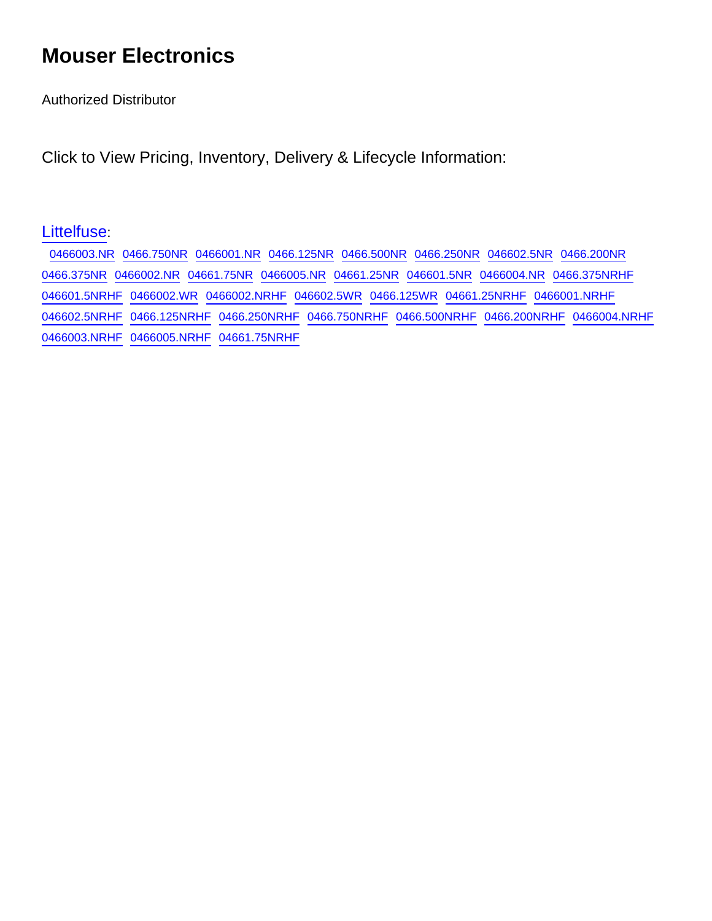# Mouser Electronics

Authorized Distributor

Click to View Pricing, Inventory, Delivery & Lifecycle Information:

Littelfuse:

0466003.NR 0466.750NR 0466001.NR 0466.125NR 0466.500NR 0466.250NR 046602.5NR 0466.200NR 0466.375NR 0466002.NR 04661.75NR 0466005.NR 04661.25NR 046601.5NR 0466004.NR 0466.375NRHF 046601.5NRHF 0466002.WR 0466002.NRHF 046602.5WR 0466.125WR 04661.25NRHF 0466001.NRHF 046602.5NRHF 0466.125NRHF 0466.250NRHF 0466.750NRHF 0466.500NRHF 0466.200NRHF 0466004.NRHF 0466003.NRHF 0466005.NRHF 04661.75NRHF